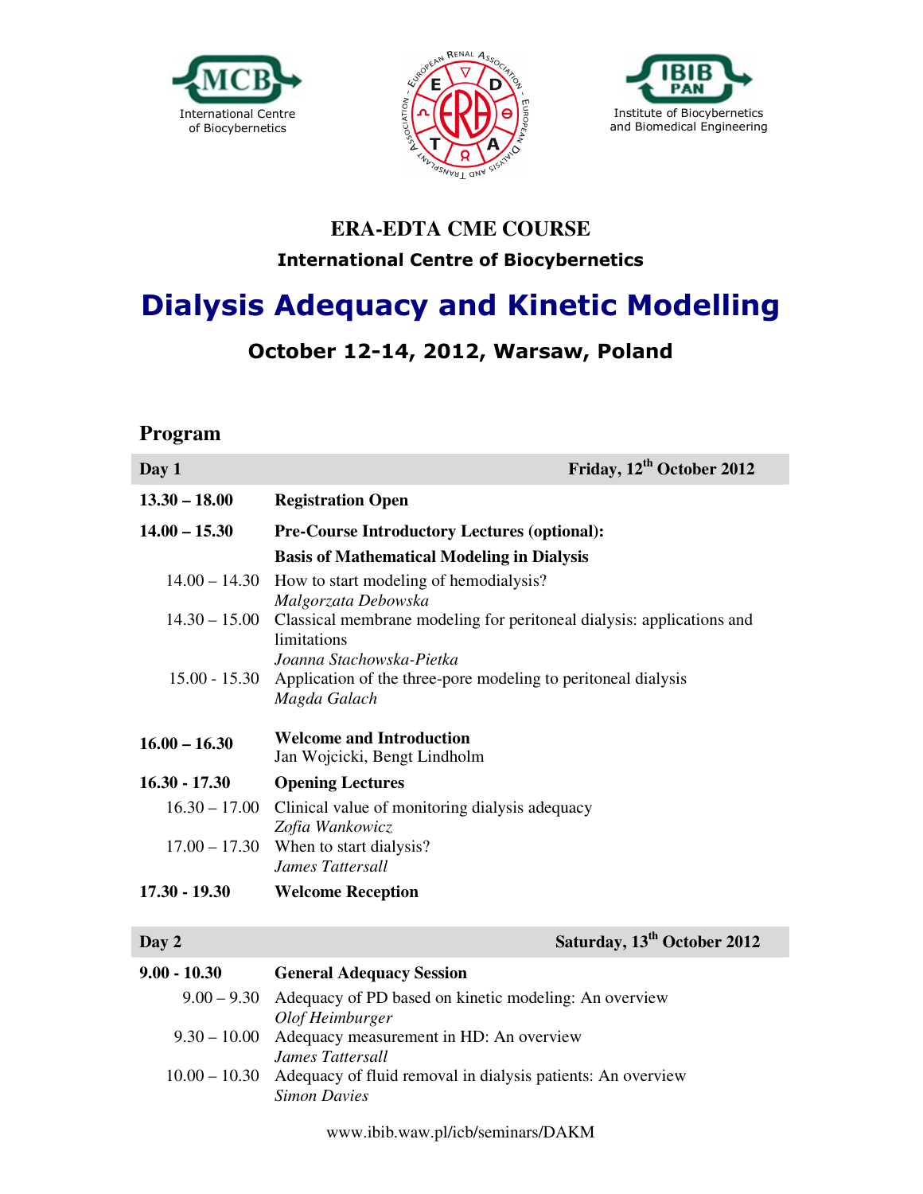International Centre of Biocybernetics

Institute of Biocybernetics and Biomedical Engineering

# ERA-EDTA CME COURSE

## International Centre of Biocybernetics

# Dialysis Adequacy and Kinetic Modelling

### October 12-14, 2012, Warsaw, Poland

## Program

| **Day 1** | **Friday, 12th October 2012** |
|---|---|
| **13.30 – 18.00** | **Registration Open** |
| **14.00 – 15.30** | **Pre-Course Introductory Lectures (optional):** |
| | **Basis of Mathematical Modeling in Dialysis** |
| 14.00 – 14.30 | How to start modeling of hemodialysis? *Malgorzata Debowska* |
| 14.30 – 15.00 | Classical membrane modeling for peritoneal dialysis: applications and limitations *Joanna Stachowska-Pietka* |
| 15.00 - 15.30 | Application of the three-pore modeling to peritoneal dialysis *Magda Galach* |
| **16.00 – 16.30** | **Welcome and Introduction** Jan Wojcicki, Bengt Lindholm |
| **16.30 - 17.30** | **Opening Lectures** |
| 16.30 – 17.00 | Clinical value of monitoring dialysis adequacy *Zofia Wankowicz* |
| 17.00 – 17.30 | When to start dialysis? *James Tattersall* |
| **17.30 - 19.30** | **Welcome Reception** |

| **Day 2** | **Saturday, 13th October 2012** |
|---|---|
| **9.00 - 10.30** | **General Adequacy Session** |
| 9.00 – 9.30 | Adequacy of PD based on kinetic modeling: An overview *Olof Heimburger* |
| 9.30 – 10.00 | Adequacy measurement in HD: An overview *James Tattersall* |
| 10.00 – 10.30 | Adequacy of fluid removal in dialysis patients: An overview *Simon Davies* |

www.ibib.waw.pl/icb/seminars/DAKM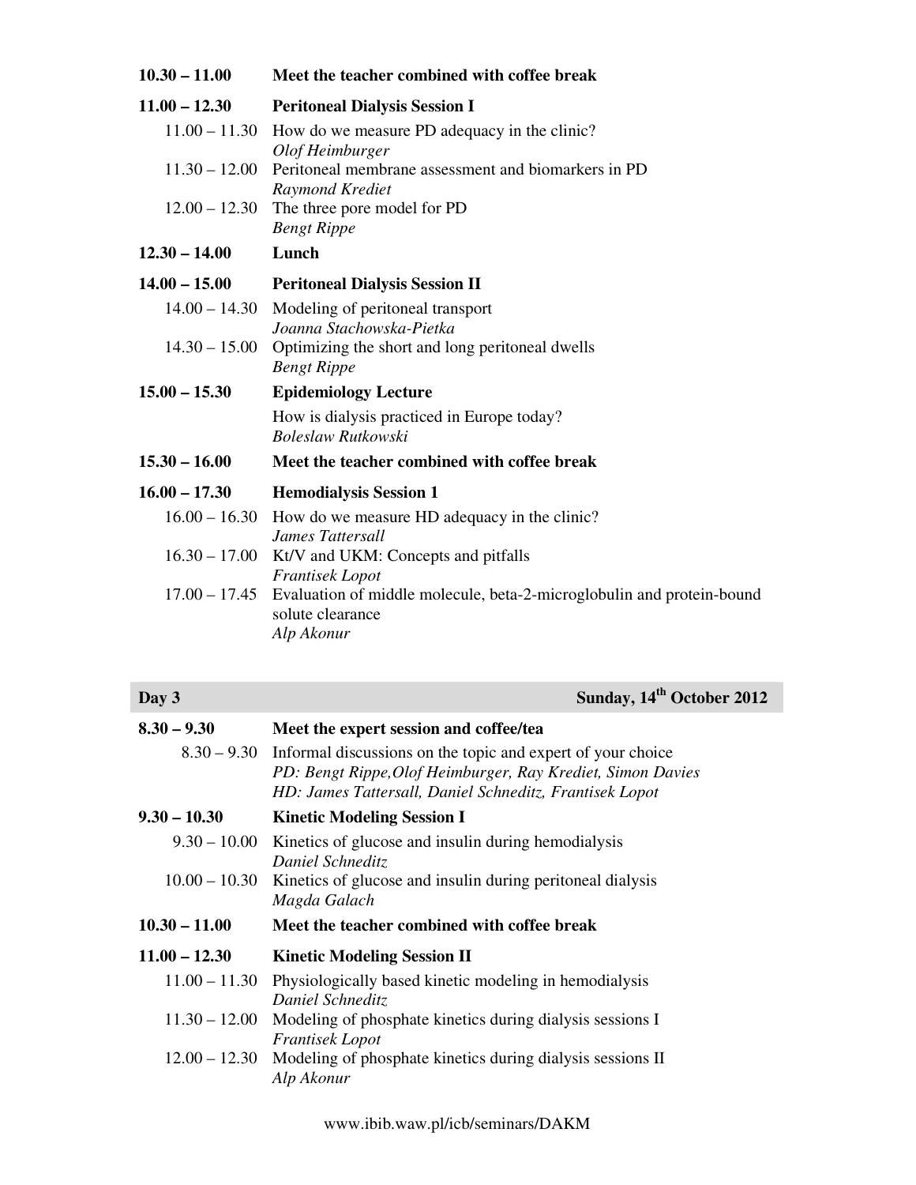**10.30 – 11.00** **Meet the teacher combined with coffee break**

**11.00 – 12.30** **Peritoneal Dialysis Session I**

11.00 – 11.30 How do we measure PD adequacy in the clinic?
*Olof Heimburger*

11.30 – 12.00 Peritoneal membrane assessment and biomarkers in PD
*Raymond Krediet*

12.00 – 12.30 The three pore model for PD
*Bengt Rippe*

**12.30 – 14.00** **Lunch**

**14.00 – 15.00** **Peritoneal Dialysis Session II**

14.00 – 14.30 Modeling of peritoneal transport
*Joanna Stachowska-Pietka*

14.30 – 15.00 Optimizing the short and long peritoneal dwells
*Bengt Rippe*

**15.00 – 15.30** **Epidemiology Lecture**

How is dialysis practiced in Europe today?
*Boleslaw Rutkowski*

**15.30 – 16.00** **Meet the teacher combined with coffee break**

**16.00 – 17.30** **Hemodialysis Session 1**

16.00 – 16.30 How do we measure HD adequacy in the clinic?
*James Tattersall*

16.30 – 17.00 Kt/V and UKM: Concepts and pitfalls
*Frantisek Lopot*

17.00 – 17.45 Evaluation of middle molecule, beta-2-microglobulin and protein-bound solute clearance
*Alp Akonur*

## Day 3 — Sunday, 14th October 2012

**8.30 – 9.30** **Meet the expert session and coffee/tea**

8.30 – 9.30 Informal discussions on the topic and expert of your choice
*PD: Bengt Rippe, Olof Heimburger, Ray Krediet, Simon Davies*
*HD: James Tattersall, Daniel Schneditz, Frantisek Lopot*

**9.30 – 10.30** **Kinetic Modeling Session I**

9.30 – 10.00 Kinetics of glucose and insulin during hemodialysis
*Daniel Schneditz*

10.00 – 10.30 Kinetics of glucose and insulin during peritoneal dialysis
*Magda Galach*

**10.30 – 11.00** **Meet the teacher combined with coffee break**

**11.00 – 12.30** **Kinetic Modeling Session II**

11.00 – 11.30 Physiologically based kinetic modeling in hemodialysis
*Daniel Schneditz*

11.30 – 12.00 Modeling of phosphate kinetics during dialysis sessions I
*Frantisek Lopot*

12.00 – 12.30 Modeling of phosphate kinetics during dialysis sessions II
*Alp Akonur*

www.ibib.waw.pl/icb/seminars/DAKM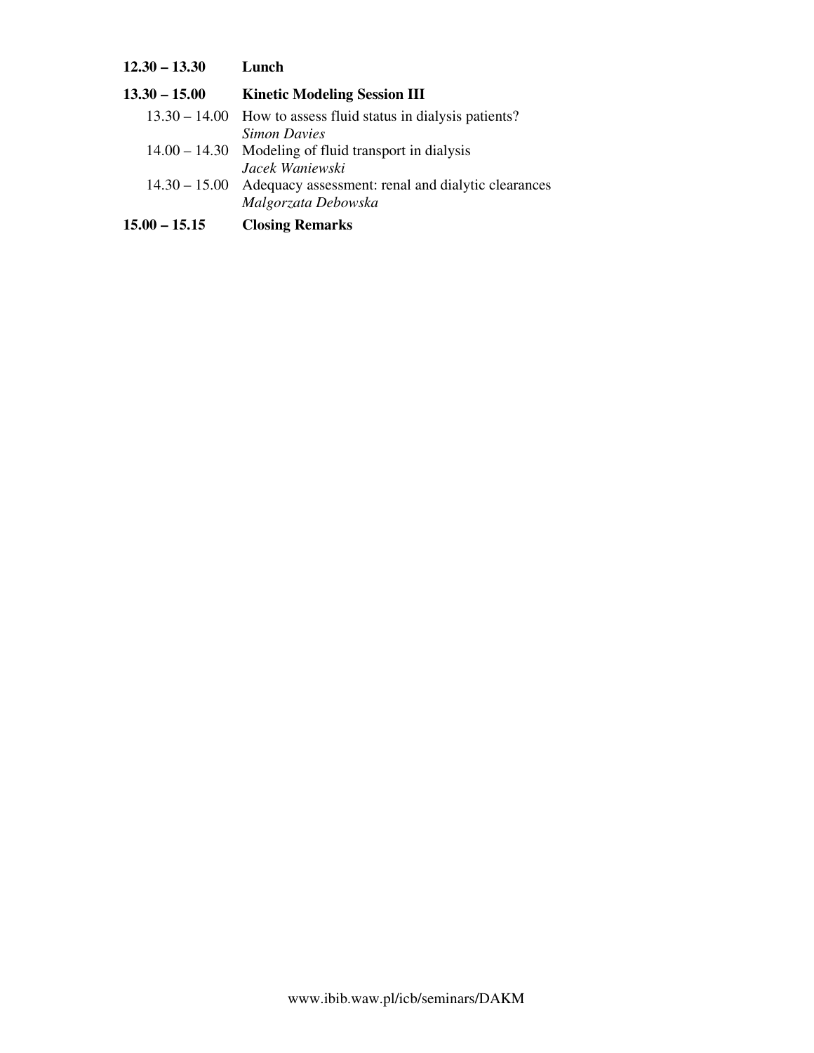**12.30 – 13.30** **Lunch**

**13.30 – 15.00** **Kinetic Modeling Session III**

13.30 – 14.00 How to assess fluid status in dialysis patients?
*Simon Davies*

14.00 – 14.30 Modeling of fluid transport in dialysis
*Jacek Waniewski*

14.30 – 15.00 Adequacy assessment: renal and dialytic clearances
*Malgorzata Debowska*

**15.00 – 15.15** **Closing Remarks**

www.ibib.waw.pl/icb/seminars/DAKM